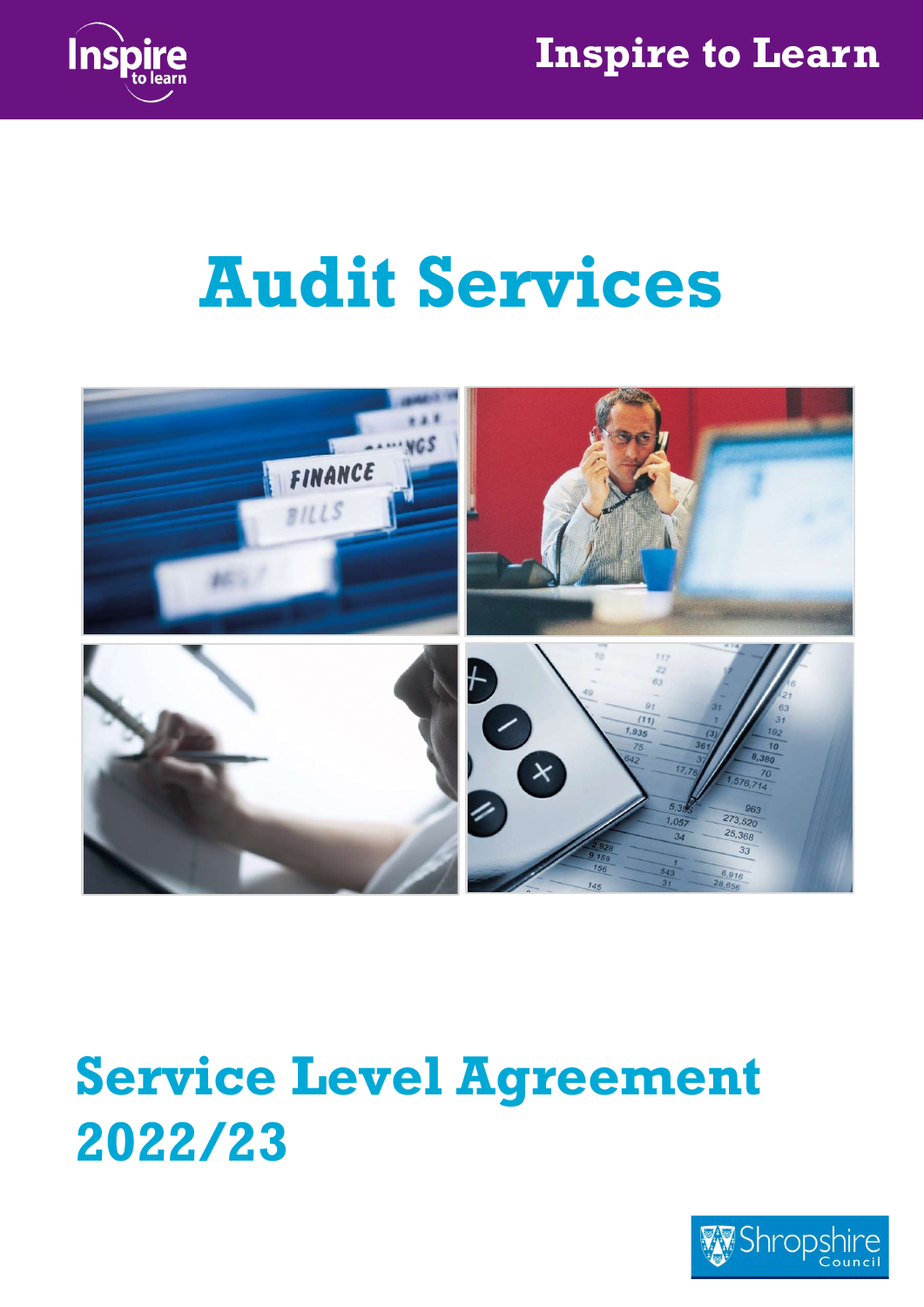Inspire to Learn

# Audit Services

## Service Level Agreement 2022/23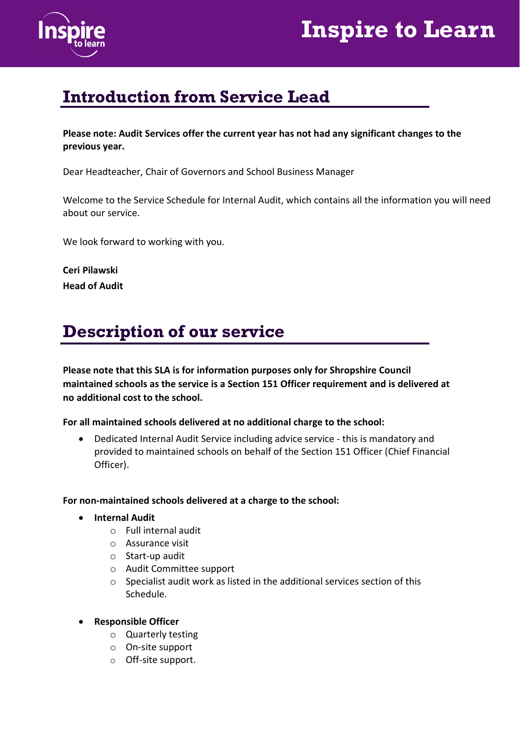## Introduction from Service Lead

**Please note: Audit Services offer the current year has not had any significant changes to the previous year.**

Dear Headteacher, Chair of Governors and School Business Manager

Welcome to the Service Schedule for Internal Audit, which contains all the information you will need about our service.

We look forward to working with you.

**Ceri Pilawski**
**Head of Audit**

## Description of our service

**Please note that this SLA is for information purposes only for Shropshire Council maintained schools as the service is a Section 151 Officer requirement and is delivered at no additional cost to the school.**

**For all maintained schools delivered at no additional charge to the school:**

- Dedicated Internal Audit Service including advice service - this is mandatory and provided to maintained schools on behalf of the Section 151 Officer (Chief Financial Officer).

**For non-maintained schools delivered at a charge to the school:**

- **Internal Audit**
  - Full internal audit
  - Assurance visit
  - Start-up audit
  - Audit Committee support
  - Specialist audit work as listed in the additional services section of this Schedule.
- **Responsible Officer**
  - Quarterly testing
  - On-site support
  - Off-site support.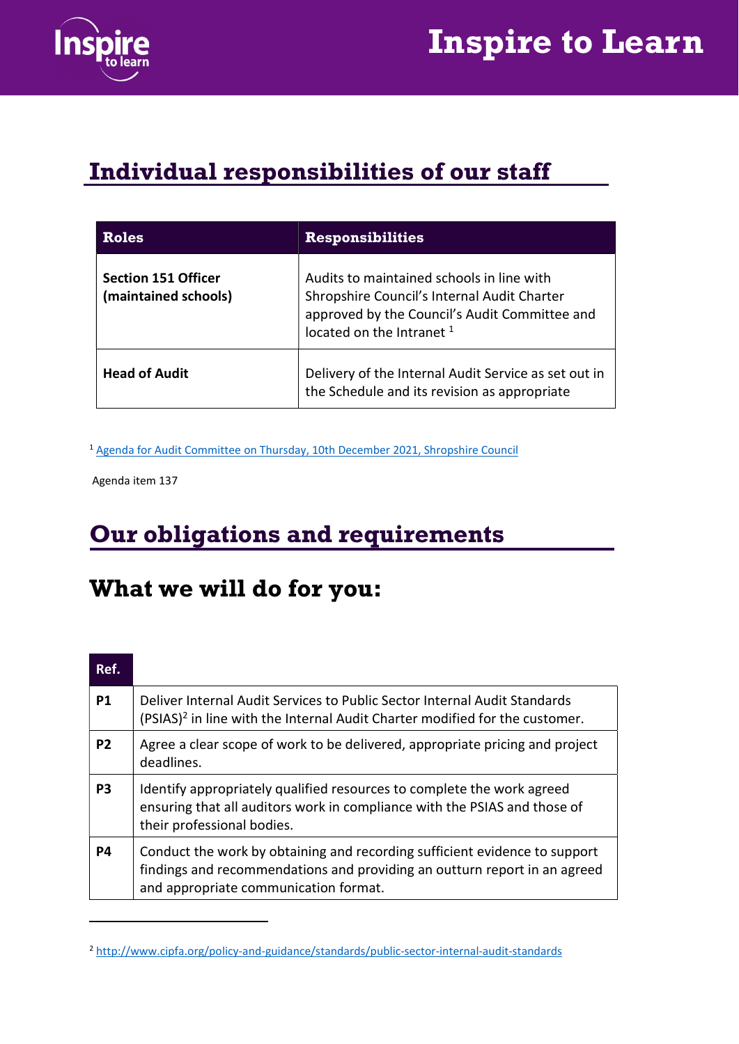## Individual responsibilities of our staff

| Roles | Responsibilities |
| --- | --- |
| **Section 151 Officer (maintained schools)** | Audits to maintained schools in line with Shropshire Council's Internal Audit Charter approved by the Council's Audit Committee and located on the Intranet [1] |
| **Head of Audit** | Delivery of the Internal Audit Service as set out in the Schedule and its revision as appropriate |

[1] Agenda for Audit Committee on Thursday, 10th December 2021, Shropshire Council

Agenda item 137

## Our obligations and requirements

## What we will do for you:

| Ref. | |
| --- | --- |
| **P1** | Deliver Internal Audit Services to Public Sector Internal Audit Standards (PSIAS)[2] in line with the Internal Audit Charter modified for the customer. |
| **P2** | Agree a clear scope of work to be delivered, appropriate pricing and project deadlines. |
| **P3** | Identify appropriately qualified resources to complete the work agreed ensuring that all auditors work in compliance with the PSIAS and those of their professional bodies. |
| **P4** | Conduct the work by obtaining and recording sufficient evidence to support findings and recommendations and providing an outturn report in an agreed and appropriate communication format. |

[2] http://www.cipfa.org/policy-and-guidance/standards/public-sector-internal-audit-standards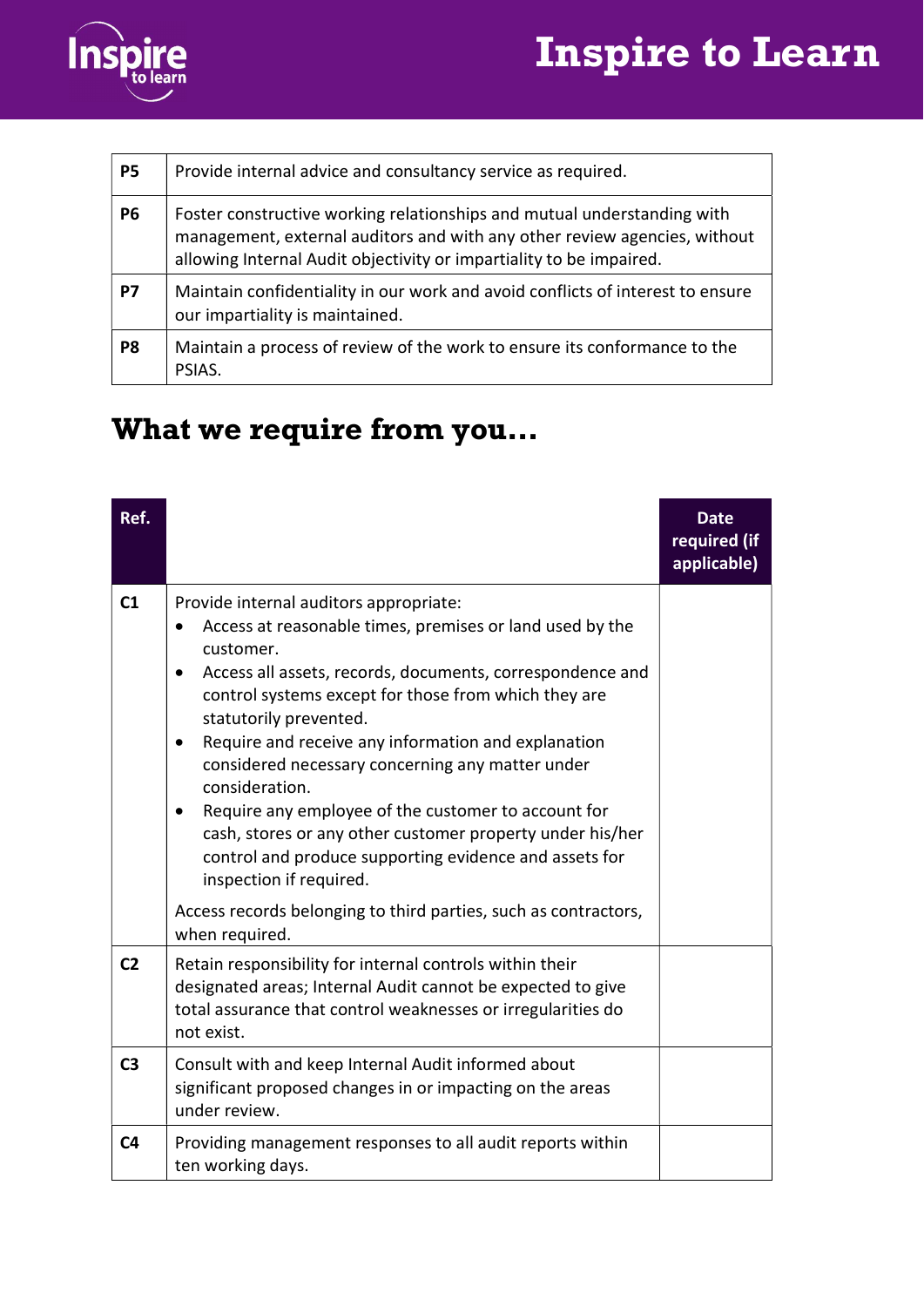| P5 | Provide internal advice and consultancy service as required. |
|---|---|
| P6 | Foster constructive working relationships and mutual understanding with management, external auditors and with any other review agencies, without allowing Internal Audit objectivity or impartiality to be impaired. |
| P7 | Maintain confidentiality in our work and avoid conflicts of interest to ensure our impartiality is maintained. |
| P8 | Maintain a process of review of the work to ensure its conformance to the PSIAS. |

## What we require from you…

| Ref. | | Date required (if applicable) |
|---|---|---|
| C1 | Provide internal auditors appropriate:<br>• Access at reasonable times, premises or land used by the customer.<br>• Access all assets, records, documents, correspondence and control systems except for those from which they are statutorily prevented.<br>• Require and receive any information and explanation considered necessary concerning any matter under consideration.<br>• Require any employee of the customer to account for cash, stores or any other customer property under his/her control and produce supporting evidence and assets for inspection if required.<br><br>Access records belonging to third parties, such as contractors, when required. | |
| C2 | Retain responsibility for internal controls within their designated areas; Internal Audit cannot be expected to give total assurance that control weaknesses or irregularities do not exist. | |
| C3 | Consult with and keep Internal Audit informed about significant proposed changes in or impacting on the areas under review. | |
| C4 | Providing management responses to all audit reports within ten working days. | |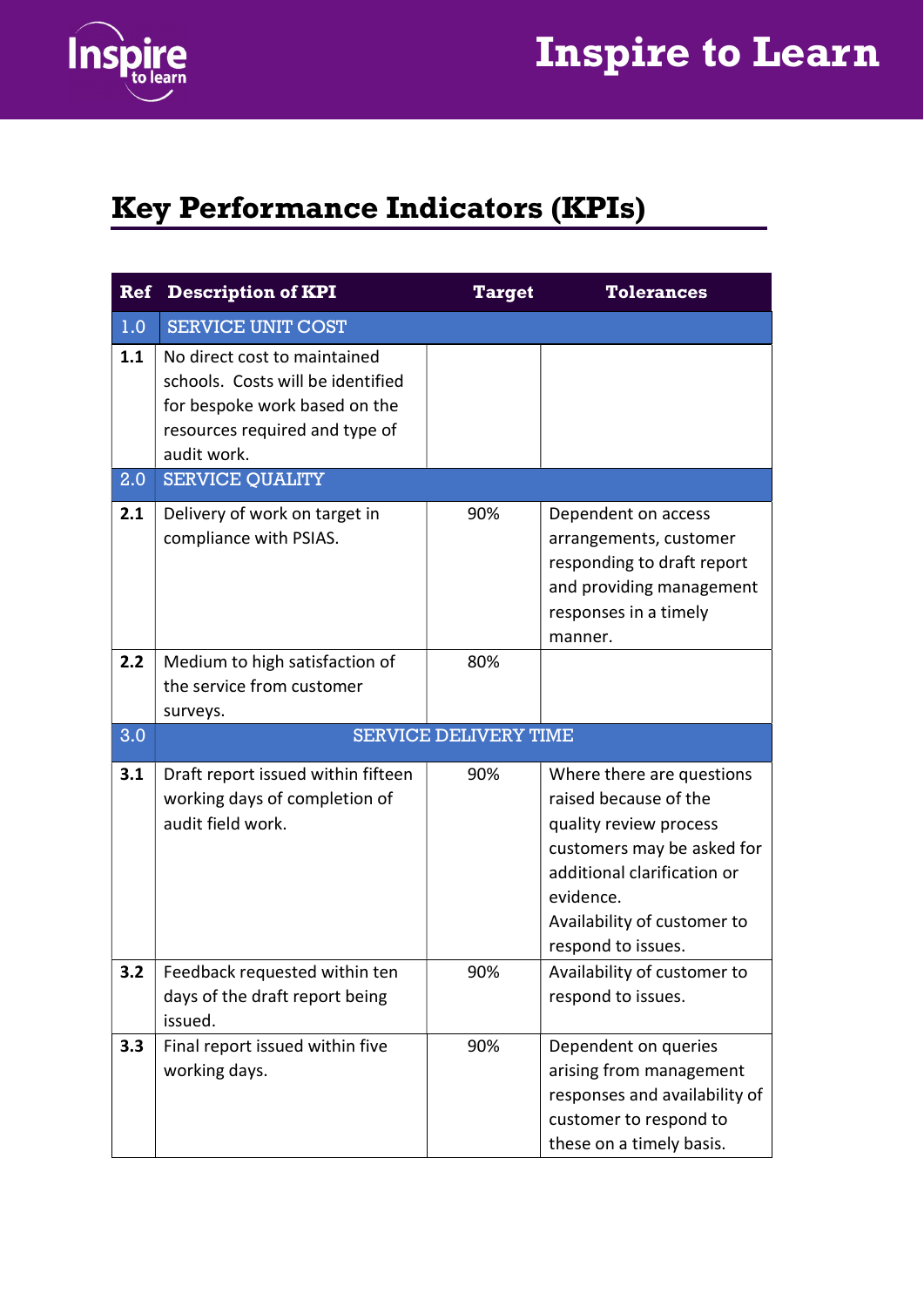## Key Performance Indicators (KPIs)

| Ref | Description of KPI | Target | Tolerances |
|---|---|---|---|
| 1.0 | SERVICE UNIT COST | | |
| **1.1** | No direct cost to maintained schools. Costs will be identified for bespoke work based on the resources required and type of audit work. | | |
| 2.0 | SERVICE QUALITY | | |
| **2.1** | Delivery of work on target in compliance with PSIAS. | 90% | Dependent on access arrangements, customer responding to draft report and providing management responses in a timely manner. |
| **2.2** | Medium to high satisfaction of the service from customer surveys. | 80% | |
| 3.0 | SERVICE DELIVERY TIME | | |
| **3.1** | Draft report issued within fifteen working days of completion of audit field work. | 90% | Where there are questions raised because of the quality review process customers may be asked for additional clarification or evidence. Availability of customer to respond to issues. |
| **3.2** | Feedback requested within ten days of the draft report being issued. | 90% | Availability of customer to respond to issues. |
| **3.3** | Final report issued within five working days. | 90% | Dependent on queries arising from management responses and availability of customer to respond to these on a timely basis. |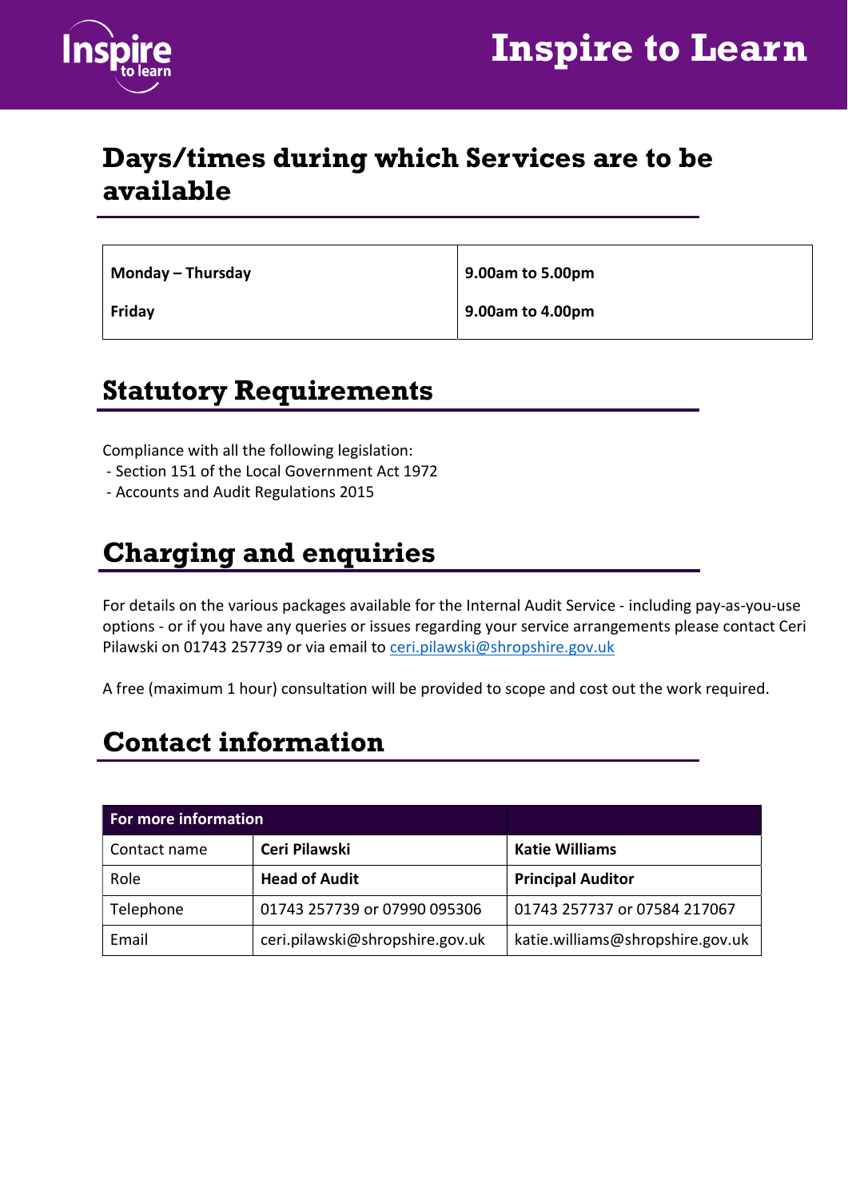# Inspire to Learn

## Days/times during which Services are to be available

| | |
|---|---|
| **Monday – Thursday** | **9.00am to 5.00pm** |
| **Friday** | **9.00am to 4.00pm** |

## Statutory Requirements

Compliance with all the following legislation:
- Section 151 of the Local Government Act 1972
- Accounts and Audit Regulations 2015

## Charging and enquiries

For details on the various packages available for the Internal Audit Service - including pay-as-you-use options - or if you have any queries or issues regarding your service arrangements please contact Ceri Pilawski on 01743 257739 or via email to ceri.pilawski@shropshire.gov.uk

A free (maximum 1 hour) consultation will be provided to scope and cost out the work required.

## Contact information

| For more information | | |
|---|---|---|
| Contact name | **Ceri Pilawski** | **Katie Williams** |
| Role | **Head of Audit** | **Principal Auditor** |
| Telephone | 01743 257739 or 07990 095306 | 01743 257737 or 07584 217067 |
| Email | ceri.pilawski@shropshire.gov.uk | katie.williams@shropshire.gov.uk |